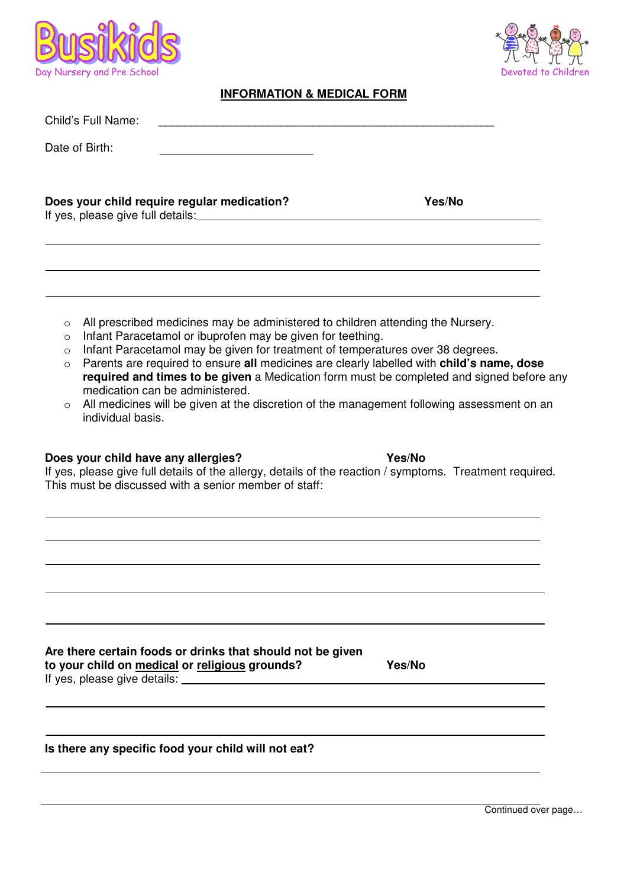Busikids
Day Nursery and Pre School

Devoted to Children

## INFORMATION & MEDICAL FORM

Child's Full Name: ____________________________________________________

Date of Birth: ________________________

**Does your child require regular medication?** **Yes/No**

If yes, please give full details: ____________________________________________________

______________________________________________________________________________

______________________________________________________________________________

______________________________________________________________________________

- All prescribed medicines may be administered to children attending the Nursery.
- Infant Paracetamol or ibuprofen may be given for teething.
- Infant Paracetamol may be given for treatment of temperatures over 38 degrees.
- Parents are required to ensure **all** medicines are clearly labelled with **child's name, dose required and times to be given** a Medication form must be completed and signed before any medication can be administered.
- All medicines will be given at the discretion of the management following assessment on an individual basis.

**Does your child have any allergies?** **Yes/No**

If yes, please give full details of the allergy, details of the reaction / symptoms. Treatment required. This must be discussed with a senior member of staff:

______________________________________________________________________________

______________________________________________________________________________

______________________________________________________________________________

______________________________________________________________________________

______________________________________________________________________________

**Are there certain foods or drinks that should not be given to your child on medical or religious grounds?** **Yes/No**

If yes, please give details: ____________________________________________________

______________________________________________________________________________

______________________________________________________________________________

**Is there any specific food your child will not eat?**

______________________________________________________________________________

______________________________________________________________________________

Continued over page…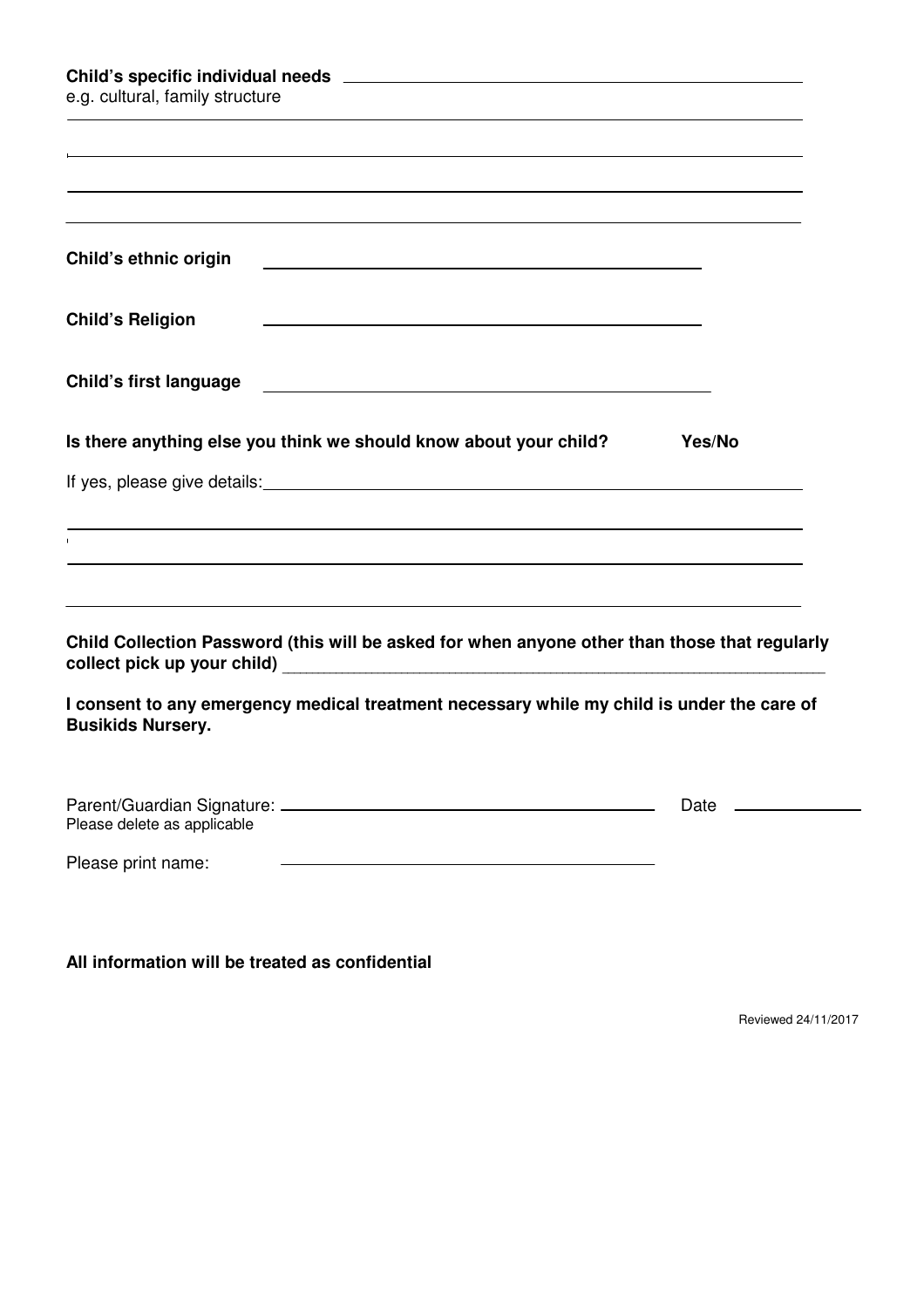**Child's specific individual needs** \_\_\_\_\_\_\_\_\_\_\_\_\_\_\_\_\_\_\_\_\_\_\_\_\_\_\_\_\_\_\_\_\_\_\_\_\_\_\_\_
e.g. cultural, family structure

**Child's ethnic origin** \_\_\_\_\_\_\_\_\_\_\_\_\_\_\_\_\_\_\_\_\_\_\_\_\_\_\_\_\_\_\_\_\_\_\_\_\_\_\_\_

**Child's Religion** \_\_\_\_\_\_\_\_\_\_\_\_\_\_\_\_\_\_\_\_\_\_\_\_\_\_\_\_\_\_\_\_\_\_\_\_\_\_\_\_

**Child's first language** \_\_\_\_\_\_\_\_\_\_\_\_\_\_\_\_\_\_\_\_\_\_\_\_\_\_\_\_\_\_\_\_\_\_\_\_\_\_\_\_

**Is there anything else you think we should know about your child? Yes/No**

If yes, please give details: \_\_\_\_\_\_\_\_\_\_\_\_\_\_\_\_\_\_\_\_\_\_\_\_\_\_\_\_\_\_\_\_\_\_\_\_\_\_\_\_

**Child Collection Password (this will be asked for when anyone other than those that regularly collect pick up your child)** \_\_\_\_\_\_\_\_\_\_\_\_\_\_\_\_\_\_\_\_\_\_\_\_\_\_\_\_\_\_\_\_\_\_\_\_\_\_\_\_

**I consent to any emergency medical treatment necessary while my child is under the care of Busikids Nursery.**

Parent/Guardian Signature: \_\_\_\_\_\_\_\_\_\_\_\_\_\_\_\_\_\_\_\_\_\_\_\_\_\_\_\_\_\_\_\_\_\_\_\_\_\_\_\_ Date \_\_\_\_\_\_\_\_\_\_\_\_
Please delete as applicable

Please print name: \_\_\_\_\_\_\_\_\_\_\_\_\_\_\_\_\_\_\_\_\_\_\_\_\_\_\_\_\_\_\_\_\_\_\_\_\_\_\_\_

**All information will be treated as confidential**

Reviewed 24/11/2017